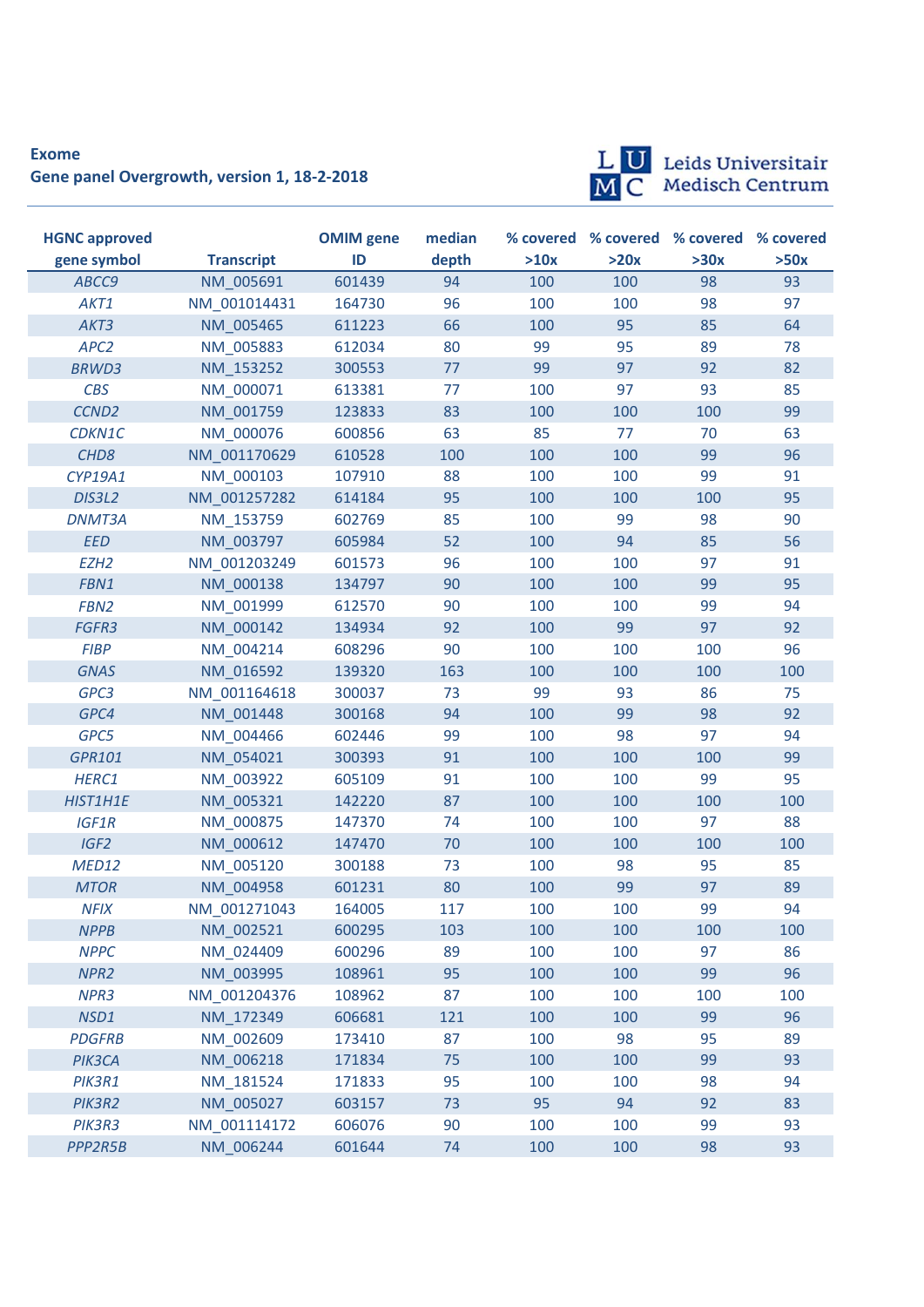**Exome**

**Gene panel Overgrowth, version 1, 18-2-2018**

Leids Universitair Medisch Centrum

| HGNC approved gene symbol | Transcript | OMIM gene ID | median depth | % covered >10x | % covered >20x | % covered >30x | % covered >50x |
|---|---|---|---|---|---|---|---|
| *ABCC9* | NM_005691 | 601439 | 94 | 100 | 100 | 98 | 93 |
| *AKT1* | NM_001014431 | 164730 | 96 | 100 | 100 | 98 | 97 |
| *AKT3* | NM_005465 | 611223 | 66 | 100 | 95 | 85 | 64 |
| *APC2* | NM_005883 | 612034 | 80 | 99 | 95 | 89 | 78 |
| *BRWD3* | NM_153252 | 300553 | 77 | 99 | 97 | 92 | 82 |
| *CBS* | NM_000071 | 613381 | 77 | 100 | 97 | 93 | 85 |
| *CCND2* | NM_001759 | 123833 | 83 | 100 | 100 | 100 | 99 |
| *CDKN1C* | NM_000076 | 600856 | 63 | 85 | 77 | 70 | 63 |
| *CHD8* | NM_001170629 | 610528 | 100 | 100 | 100 | 99 | 96 |
| *CYP19A1* | NM_000103 | 107910 | 88 | 100 | 100 | 99 | 91 |
| *DIS3L2* | NM_001257282 | 614184 | 95 | 100 | 100 | 100 | 95 |
| *DNMT3A* | NM_153759 | 602769 | 85 | 100 | 99 | 98 | 90 |
| *EED* | NM_003797 | 605984 | 52 | 100 | 94 | 85 | 56 |
| *EZH2* | NM_001203249 | 601573 | 96 | 100 | 100 | 97 | 91 |
| *FBN1* | NM_000138 | 134797 | 90 | 100 | 100 | 99 | 95 |
| *FBN2* | NM_001999 | 612570 | 90 | 100 | 100 | 99 | 94 |
| *FGFR3* | NM_000142 | 134934 | 92 | 100 | 99 | 97 | 92 |
| *FIBP* | NM_004214 | 608296 | 90 | 100 | 100 | 100 | 96 |
| *GNAS* | NM_016592 | 139320 | 163 | 100 | 100 | 100 | 100 |
| *GPC3* | NM_001164618 | 300037 | 73 | 99 | 93 | 86 | 75 |
| *GPC4* | NM_001448 | 300168 | 94 | 100 | 99 | 98 | 92 |
| *GPC5* | NM_004466 | 602446 | 99 | 100 | 98 | 97 | 94 |
| *GPR101* | NM_054021 | 300393 | 91 | 100 | 100 | 100 | 99 |
| *HERC1* | NM_003922 | 605109 | 91 | 100 | 100 | 99 | 95 |
| *HIST1H1E* | NM_005321 | 142220 | 87 | 100 | 100 | 100 | 100 |
| *IGF1R* | NM_000875 | 147370 | 74 | 100 | 100 | 97 | 88 |
| *IGF2* | NM_000612 | 147470 | 70 | 100 | 100 | 100 | 100 |
| *MED12* | NM_005120 | 300188 | 73 | 100 | 98 | 95 | 85 |
| *MTOR* | NM_004958 | 601231 | 80 | 100 | 99 | 97 | 89 |
| *NFIX* | NM_001271043 | 164005 | 117 | 100 | 100 | 99 | 94 |
| *NPPB* | NM_002521 | 600295 | 103 | 100 | 100 | 100 | 100 |
| *NPPC* | NM_024409 | 600296 | 89 | 100 | 100 | 97 | 86 |
| *NPR2* | NM_003995 | 108961 | 95 | 100 | 100 | 99 | 96 |
| *NPR3* | NM_001204376 | 108962 | 87 | 100 | 100 | 100 | 100 |
| *NSD1* | NM_172349 | 606681 | 121 | 100 | 100 | 99 | 96 |
| *PDGFRB* | NM_002609 | 173410 | 87 | 100 | 98 | 95 | 89 |
| *PIK3CA* | NM_006218 | 171834 | 75 | 100 | 100 | 99 | 93 |
| *PIK3R1* | NM_181524 | 171833 | 95 | 100 | 100 | 98 | 94 |
| *PIK3R2* | NM_005027 | 603157 | 73 | 95 | 94 | 92 | 83 |
| *PIK3R3* | NM_001114172 | 606076 | 90 | 100 | 100 | 99 | 93 |
| *PPP2R5B* | NM_006244 | 601644 | 74 | 100 | 100 | 98 | 93 |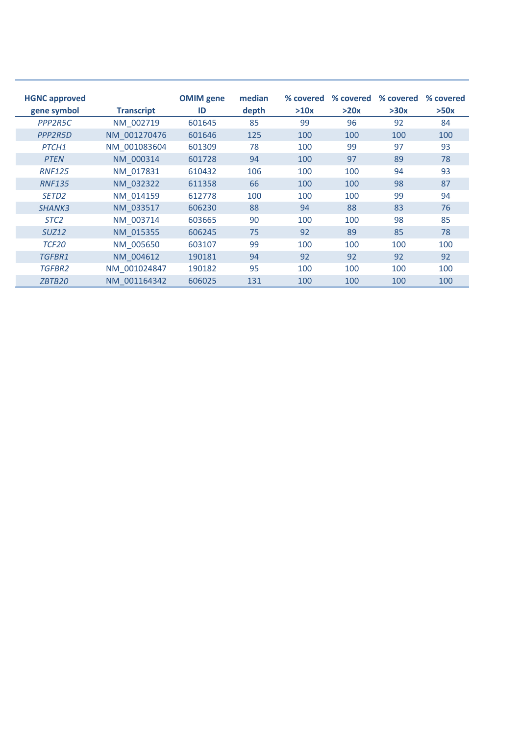| HGNC approved gene symbol | Transcript | OMIM gene ID | median depth | % covered >10x | % covered >20x | % covered >30x | % covered >50x |
|---|---|---|---|---|---|---|---|
| *PPP2R5C* | NM_002719 | 601645 | 85 | 99 | 96 | 92 | 84 |
| *PPP2R5D* | NM_001270476 | 601646 | 125 | 100 | 100 | 100 | 100 |
| *PTCH1* | NM_001083604 | 601309 | 78 | 100 | 99 | 97 | 93 |
| *PTEN* | NM_000314 | 601728 | 94 | 100 | 97 | 89 | 78 |
| *RNF125* | NM_017831 | 610432 | 106 | 100 | 100 | 94 | 93 |
| *RNF135* | NM_032322 | 611358 | 66 | 100 | 100 | 98 | 87 |
| *SETD2* | NM_014159 | 612778 | 100 | 100 | 100 | 99 | 94 |
| *SHANK3* | NM_033517 | 606230 | 88 | 94 | 88 | 83 | 76 |
| *STC2* | NM_003714 | 603665 | 90 | 100 | 100 | 98 | 85 |
| *SUZ12* | NM_015355 | 606245 | 75 | 92 | 89 | 85 | 78 |
| *TCF20* | NM_005650 | 603107 | 99 | 100 | 100 | 100 | 100 |
| *TGFBR1* | NM_004612 | 190181 | 94 | 92 | 92 | 92 | 92 |
| *TGFBR2* | NM_001024847 | 190182 | 95 | 100 | 100 | 100 | 100 |
| *ZBTB20* | NM_001164342 | 606025 | 131 | 100 | 100 | 100 | 100 |